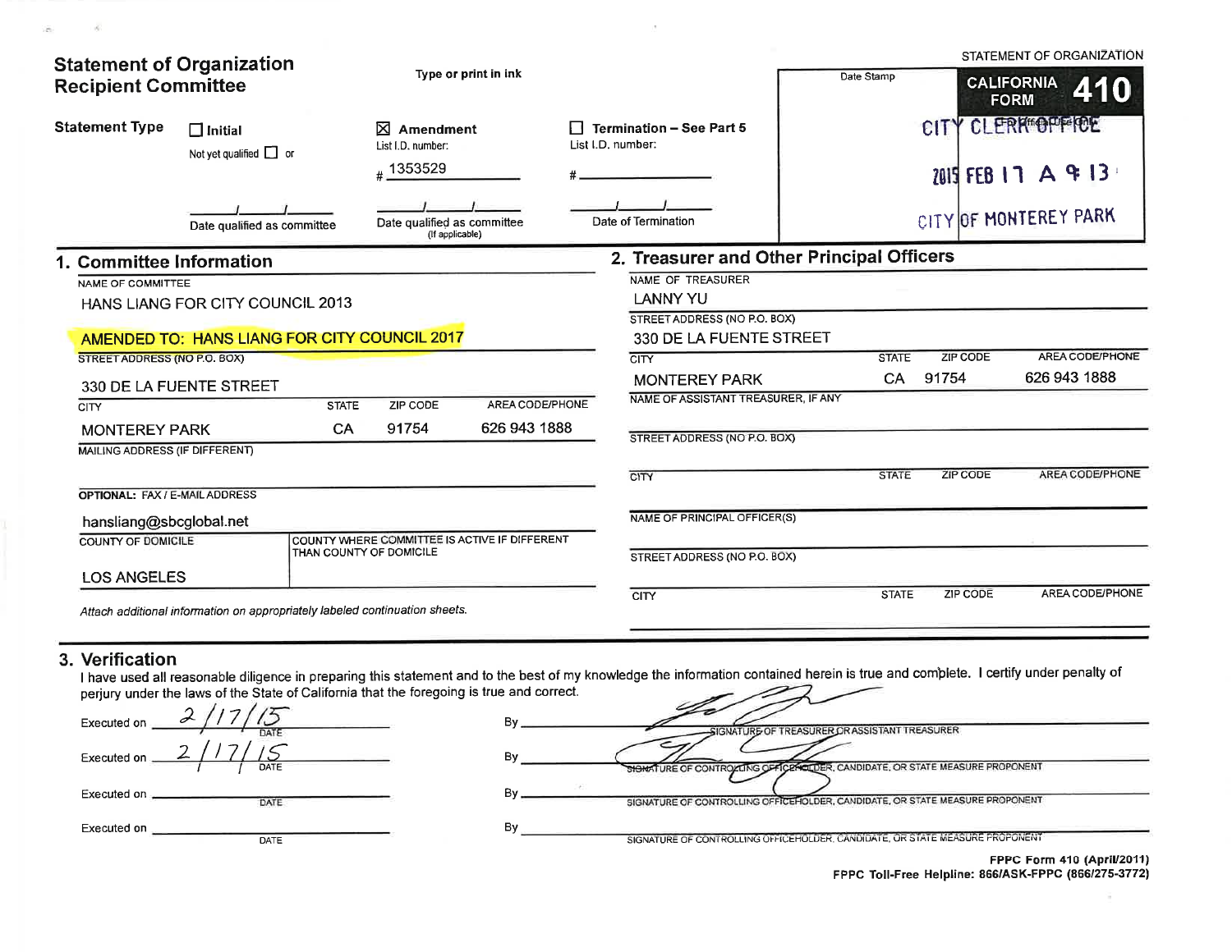# Statement of Organization Recipient Committee

Type or print in ink

STATEMENT OF ORGANIZATION

**CALIFORNIA FORM 410**

Date Stamp

CITY CLERK'S OFFICE

2015 FEB 17 A 9:13

CITY OF MONTEREY PARK

For Official Use Only

**Statement Type**

☐ Initial — Not yet qualified ☐ or ___/___/___ Date qualified as committee

☒ Amendment — List I.D. number: # 1353529 — ___/___/___ Date qualified as committee (If applicable)

☐ Termination – See Part 5 — List I.D. number: # ______ — ___/___/___ Date of Termination

## 1. Committee Information

NAME OF COMMITTEE

HANS LIANG FOR CITY COUNCIL 2013

AMENDED TO: HANS LIANG FOR CITY COUNCIL 2017

STREET ADDRESS (NO P.O. BOX)

330 DE LA FUENTE STREET

| CITY | STATE | ZIP CODE | AREA CODE/PHONE |
|---|---|---|---|
| MONTEREY PARK | CA | 91754 | 626 943 1888 |

MAILING ADDRESS (IF DIFFERENT)

OPTIONAL: FAX / E-MAIL ADDRESS

hansliang@sbcglobal.net

| COUNTY OF DOMICILE | COUNTY WHERE COMMITTEE IS ACTIVE IF DIFFERENT THAN COUNTY OF DOMICILE |
|---|---|
| LOS ANGELES | |

*Attach additional information on appropriately labeled continuation sheets.*

## 2. Treasurer and Other Principal Officers

NAME OF TREASURER

LANNY YU

STREET ADDRESS (NO P.O. BOX)

330 DE LA FUENTE STREET

| CITY | STATE | ZIP CODE | AREA CODE/PHONE |
|---|---|---|---|
| MONTEREY PARK | CA | 91754 | 626 943 1888 |

NAME OF ASSISTANT TREASURER, IF ANY

STREET ADDRESS (NO P.O. BOX)

| CITY | STATE | ZIP CODE | AREA CODE/PHONE |
|---|---|---|---|
| | | | |

NAME OF PRINCIPAL OFFICER(S)

STREET ADDRESS (NO P.O. BOX)

| CITY | STATE | ZIP CODE | AREA CODE/PHONE |
|---|---|---|---|
| | | | |

## 3. Verification

I have used all reasonable diligence in preparing this statement and to the best of my knowledge the information contained herein is true and complete. I certify under penalty of perjury under the laws of the State of California that the foregoing is true and correct.

Executed on 2/17/15 (DATE) By [signature] SIGNATURE OF TREASURER OR ASSISTANT TREASURER

Executed on 2/17/15 (DATE) By [signature] SIGNATURE OF CONTROLLING OFFICEHOLDER, CANDIDATE, OR STATE MEASURE PROPONENT

Executed on ________ (DATE) By ________ SIGNATURE OF CONTROLLING OFFICEHOLDER, CANDIDATE, OR STATE MEASURE PROPONENT

Executed on ________ (DATE) By ________ SIGNATURE OF CONTROLLING OFFICEHOLDER, CANDIDATE, OR STATE MEASURE PROPONENT

**FPPC Form 410 (April/2011)**
**FPPC Toll-Free Helpline: 866/ASK-FPPC (866/275-3772)**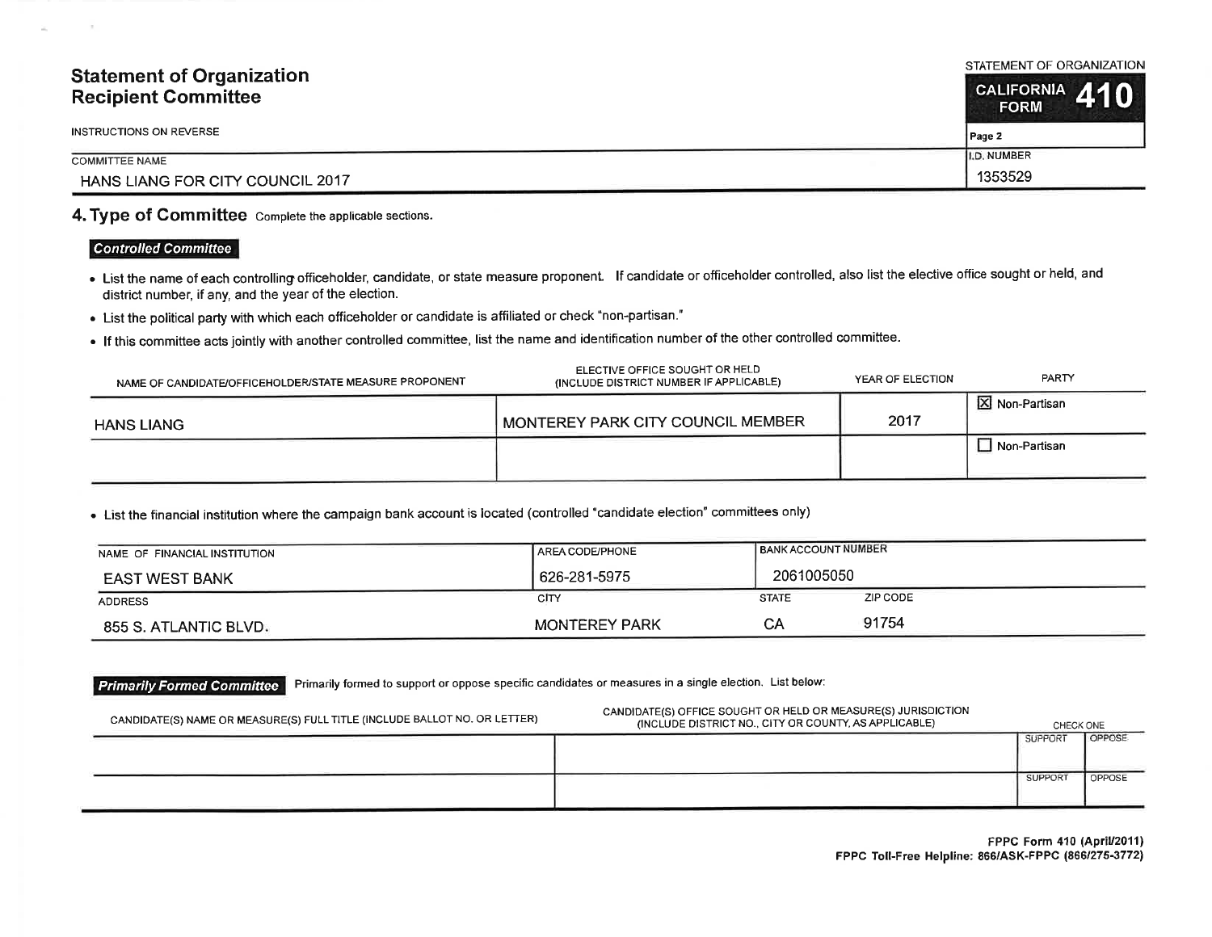# Statement of Organization
## Recipient Committee

INSTRUCTIONS ON REVERSE

STATEMENT OF ORGANIZATION
**CALIFORNIA FORM 410**
Page 2

| COMMITTEE NAME | I.D. NUMBER |
|---|---|
| HANS LIANG FOR CITY COUNCIL 2017 | 1353529 |

## 4. Type of Committee

Complete the applicable sections.

### *Controlled Committee*

- List the name of each controlling officeholder, candidate, or state measure proponent. If candidate or officeholder controlled, also list the elective office sought or held, and district number, if any, and the year of the election.
- List the political party with which each officeholder or candidate is affiliated or check "non-partisan."
- If this committee acts jointly with another controlled committee, list the name and identification number of the other controlled committee.

| NAME OF CANDIDATE/OFFICEHOLDER/STATE MEASURE PROPONENT | ELECTIVE OFFICE SOUGHT OR HELD (INCLUDE DISTRICT NUMBER IF APPLICABLE) | YEAR OF ELECTION | PARTY |
|---|---|---|---|
| HANS LIANG | MONTEREY PARK CITY COUNCIL MEMBER | 2017 | ☒ Non-Partisan |
| | | | ☐ Non-Partisan |

- List the financial institution where the campaign bank account is located (controlled "candidate election" committees only)

| NAME OF FINANCIAL INSTITUTION | AREA CODE/PHONE | BANK ACCOUNT NUMBER | |
|---|---|---|---|
| EAST WEST BANK | 626-281-5975 | 2061005050 | |
| **ADDRESS** | **CITY** | **STATE** | **ZIP CODE** |
| 855 S. ATLANTIC BLVD. | MONTEREY PARK | CA | 91754 |

### *Primarily Formed Committee*

Primarily formed to support or oppose specific candidates or measures in a single election. List below:

| CANDIDATE(S) NAME OR MEASURE(S) FULL TITLE (INCLUDE BALLOT NO. OR LETTER) | CANDIDATE(S) OFFICE SOUGHT OR HELD OR MEASURE(S) JURISDICTION (INCLUDE DISTRICT NO., CITY OR COUNTY, AS APPLICABLE) | CHECK ONE | |
|---|---|---|---|
| | | SUPPORT | OPPOSE |
| | | SUPPORT | OPPOSE |

FPPC Form 410 (April/2011)
FPPC Toll-Free Helpline: 866/ASK-FPPC (866/275-3772)